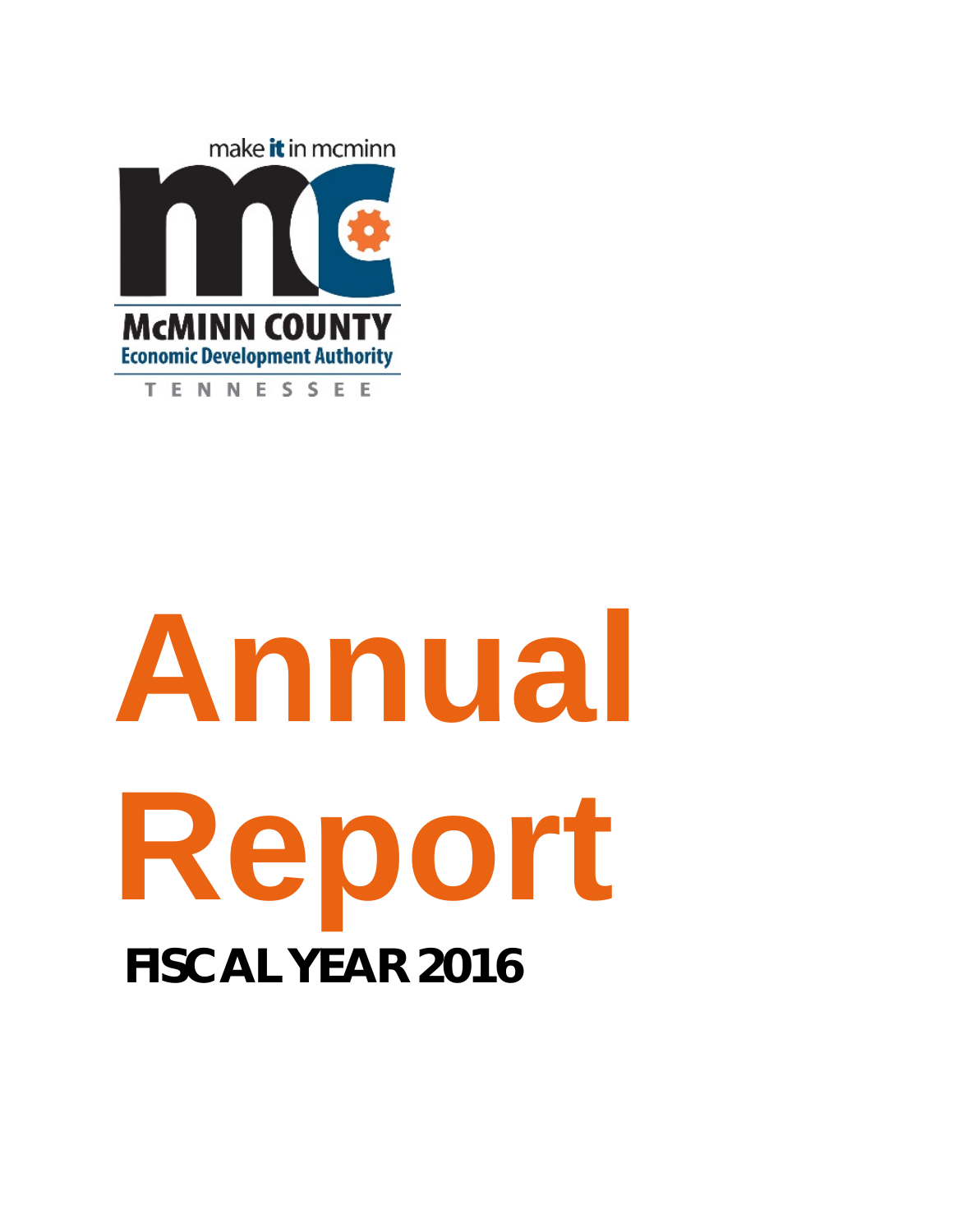make it in mcminn

McMINN COUNTY
Economic Development Authority
TENNESSEE

# Annual Report

## FISCAL YEAR 2016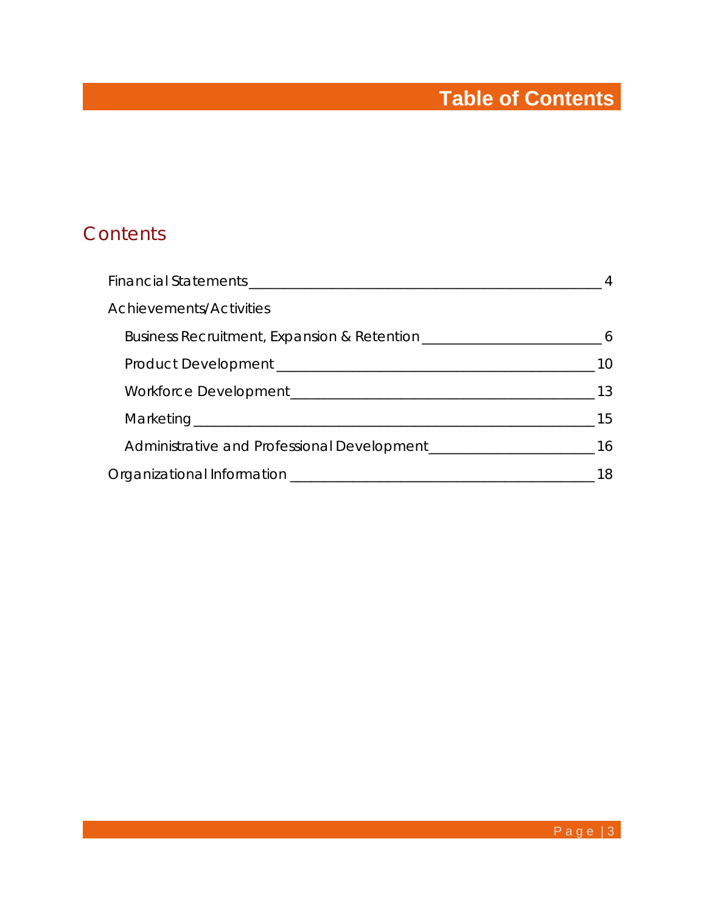# Table of Contents

## Contents

- Financial Statements ____ 4
- Achievements/Activities
  - Business Recruitment, Expansion & Retention ____ 6
  - Product Development ____ 10
  - Workforce Development ____ 13
  - Marketing ____ 15
  - Administrative and Professional Development ____ 16
- Organizational Information ____ 18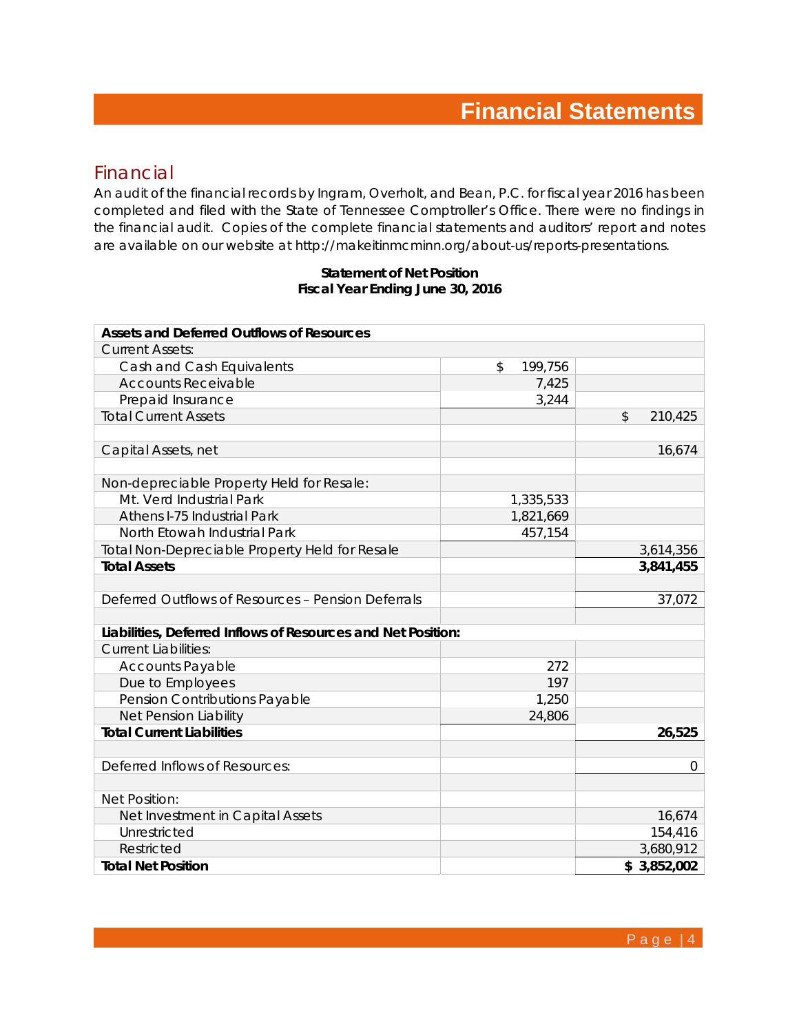# Financial Statements

## Financial

An audit of the financial records by Ingram, Overholt, and Bean, P.C. for fiscal year 2016 has been completed and filed with the State of Tennessee Comptroller's Office. There were no findings in the financial audit. Copies of the complete financial statements and auditors' report and notes are available on our website at http://makeitinmcminn.org/about-us/reports-presentations.

**Statement of Net Position**
**Fiscal Year Ending June 30, 2016**

| **Assets and Deferred Outflows of Resources** | | |
|---|---|---|
| Current Assets: | | |
| Cash and Cash Equivalents | $ 199,756 | |
| Accounts Receivable | 7,425 | |
| Prepaid Insurance | 3,244 | |
| Total Current Assets | | $ 210,425 |
| | | |
| Capital Assets, net | | 16,674 |
| | | |
| Non-depreciable Property Held for Resale: | | |
| Mt. Verd Industrial Park | 1,335,533 | |
| Athens I-75 Industrial Park | 1,821,669 | |
| North Etowah Industrial Park | 457,154 | |
| Total Non-Depreciable Property Held for Resale | | 3,614,356 |
| **Total Assets** | | **3,841,455** |
| | | |
| Deferred Outflows of Resources – Pension Deferrals | | 37,072 |
| | | |
| **Liabilities, Deferred Inflows of Resources and Net Position:** | | |
| Current Liabilities: | | |
| Accounts Payable | 272 | |
| Due to Employees | 197 | |
| Pension Contributions Payable | 1,250 | |
| Net Pension Liability | 24,806 | |
| **Total Current Liabilities** | | **26,525** |
| | | |
| Deferred Inflows of Resources: | | 0 |
| | | |
| Net Position: | | |
| Net Investment in Capital Assets | | 16,674 |
| Unrestricted | | 154,416 |
| Restricted | | 3,680,912 |
| **Total Net Position** | | **$ 3,852,002** |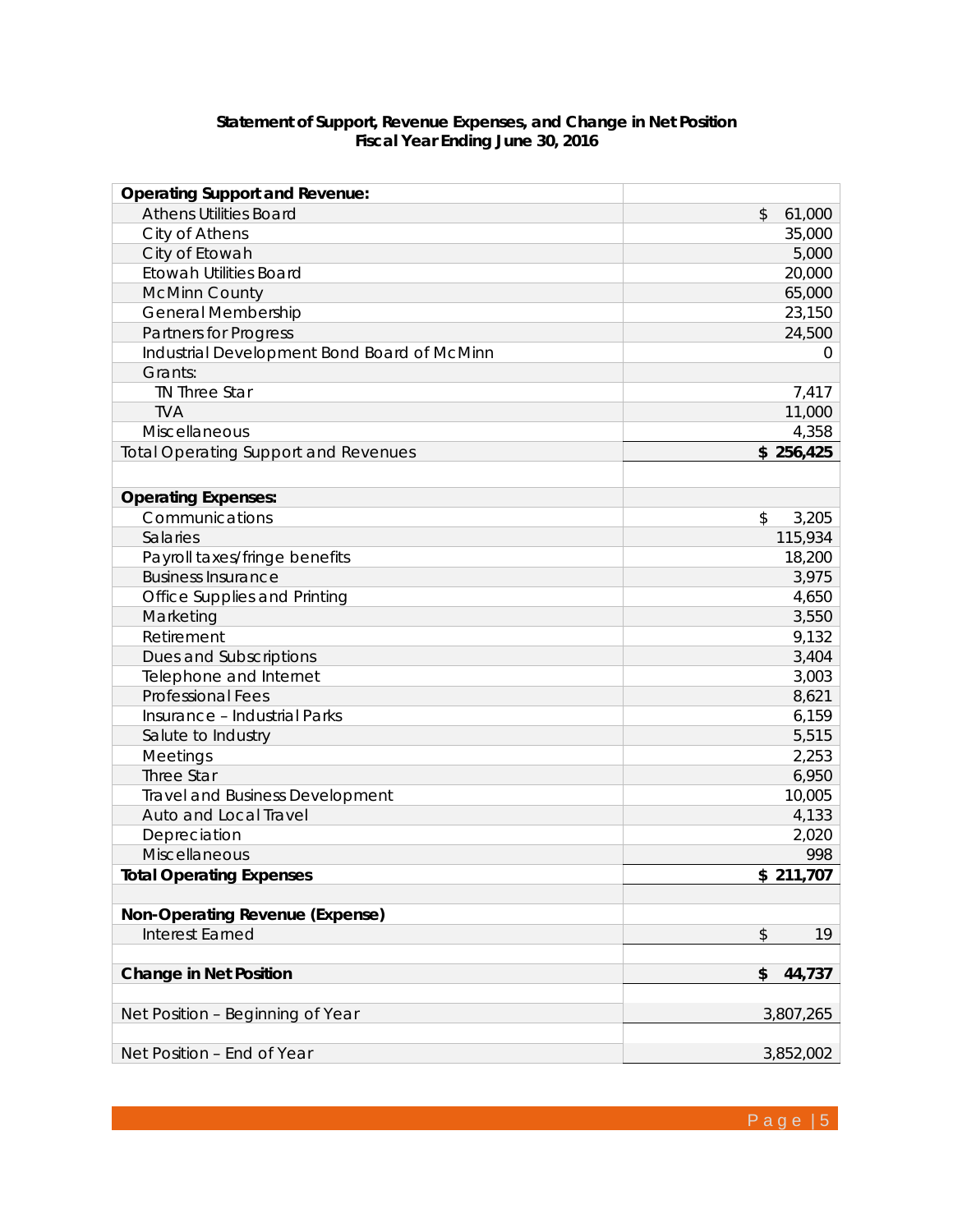**Statement of Support, Revenue Expenses, and Change in Net Position**
**Fiscal Year Ending June 30, 2016**

| **Operating Support and Revenue:** | |
|---|---|
| Athens Utilities Board | $ 61,000 |
| City of Athens | 35,000 |
| City of Etowah | 5,000 |
| Etowah Utilities Board | 20,000 |
| McMinn County | 65,000 |
| General Membership | 23,150 |
| Partners for Progress | 24,500 |
| Industrial Development Bond Board of McMinn | 0 |
| Grants: | |
| TN Three Star | 7,417 |
| TVA | 11,000 |
| Miscellaneous | 4,358 |
| Total Operating Support and Revenues | **$ 256,425** |
| | |
| **Operating Expenses:** | |
| Communications | $ 3,205 |
| Salaries | 115,934 |
| Payroll taxes/fringe benefits | 18,200 |
| Business Insurance | 3,975 |
| Office Supplies and Printing | 4,650 |
| Marketing | 3,550 |
| Retirement | 9,132 |
| Dues and Subscriptions | 3,404 |
| Telephone and Internet | 3,003 |
| Professional Fees | 8,621 |
| Insurance – Industrial Parks | 6,159 |
| Salute to Industry | 5,515 |
| Meetings | 2,253 |
| Three Star | 6,950 |
| Travel and Business Development | 10,005 |
| Auto and Local Travel | 4,133 |
| Depreciation | 2,020 |
| Miscellaneous | 998 |
| **Total Operating Expenses** | **$ 211,707** |
| | |
| **Non-Operating Revenue (Expense)** | |
| Interest Earned | $ 19 |
| | |
| **Change in Net Position** | **$ 44,737** |
| | |
| Net Position – Beginning of Year | 3,807,265 |
| | |
| Net Position – End of Year | 3,852,002 |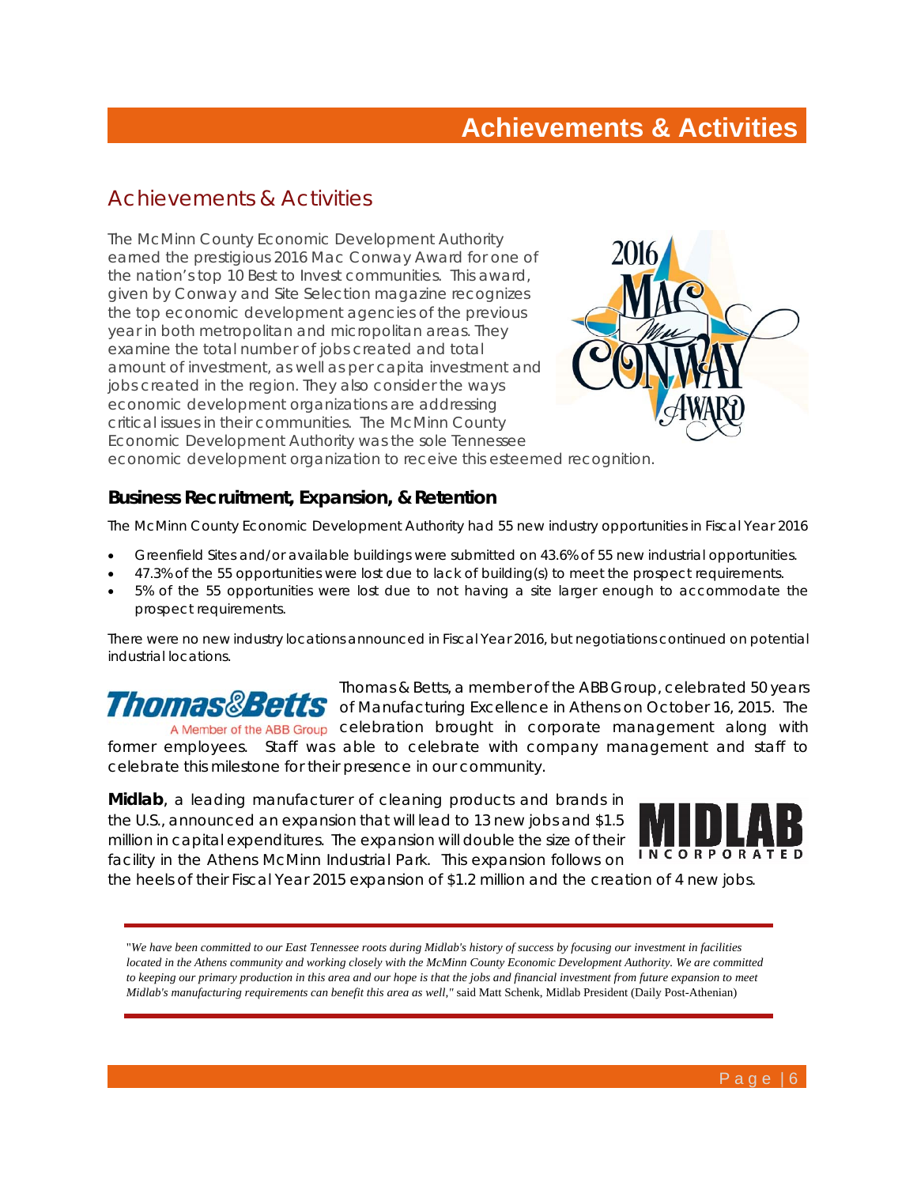# Achievements & Activities

## Achievements & Activities

The McMinn County Economic Development Authority earned the prestigious 2016 Mac Conway Award for one of the nation's top 10 Best to Invest communities. This award, given by Conway and Site Selection magazine recognizes the top economic development agencies of the previous year in both metropolitan and micropolitan areas. They examine the total number of jobs created and total amount of investment, as well as per capita investment and jobs created in the region. They also consider the ways economic development organizations are addressing critical issues in their communities. The McMinn County Economic Development Authority was the sole Tennessee economic development organization to receive this esteemed recognition.

### Business Recruitment, Expansion, & Retention

The McMinn County Economic Development Authority had 55 new industry opportunities in Fiscal Year 2016

- Greenfield Sites and/or available buildings were submitted on 43.6% of 55 new industrial opportunities.
- 47.3% of the 55 opportunities were lost due to lack of building(s) to meet the prospect requirements.
- 5% of the 55 opportunities were lost due to not having a site larger enough to accommodate the prospect requirements.

There were no new industry locations announced in Fiscal Year 2016, but negotiations continued on potential industrial locations.

Thomas & Betts, a member of the ABB Group, celebrated 50 years of Manufacturing Excellence in Athens on October 16, 2015. The celebration brought in corporate management along with former employees. Staff was able to celebrate with company management and staff to celebrate this milestone for their presence in our community.

**Midlab**, a leading manufacturer of cleaning products and brands in the U.S., announced an expansion that will lead to 13 new jobs and $1.5 million in capital expenditures. The expansion will double the size of their facility in the Athens McMinn Industrial Park. This expansion follows on the heels of their Fiscal Year 2015 expansion of $1.2 million and the creation of 4 new jobs.

"*We have been committed to our East Tennessee roots during Midlab's history of success by focusing our investment in facilities located in the Athens community and working closely with the McMinn County Economic Development Authority. We are committed to keeping our primary production in this area and our hope is that the jobs and financial investment from future expansion to meet Midlab's manufacturing requirements can benefit this area as well,*" said Matt Schenk, Midlab President (Daily Post-Athenian)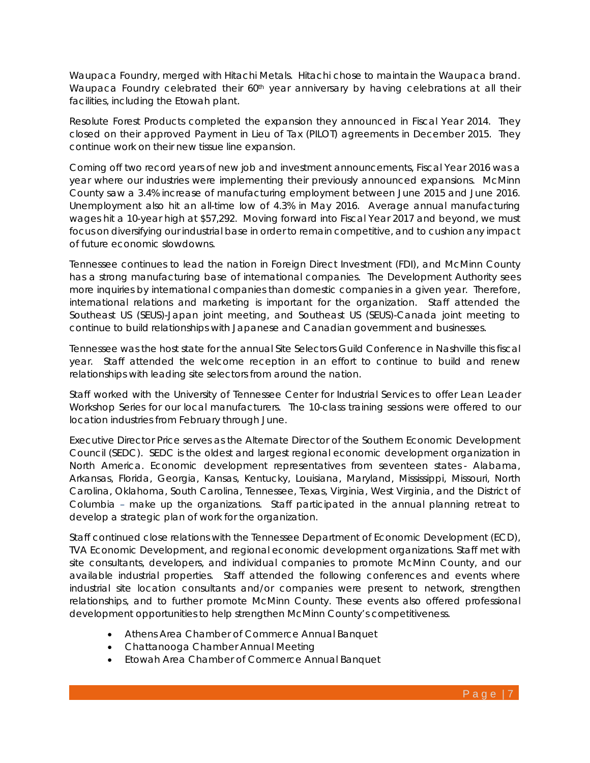Waupaca Foundry, merged with Hitachi Metals. Hitachi chose to maintain the Waupaca brand. Waupaca Foundry celebrated their 60th year anniversary by having celebrations at all their facilities, including the Etowah plant.

Resolute Forest Products completed the expansion they announced in Fiscal Year 2014. They closed on their approved Payment in Lieu of Tax (PILOT) agreements in December 2015. They continue work on their new tissue line expansion.

Coming off two record years of new job and investment announcements, Fiscal Year 2016 was a year where our industries were implementing their previously announced expansions. McMinn County saw a 3.4% increase of manufacturing employment between June 2015 and June 2016. Unemployment also hit an all-time low of 4.3% in May 2016. Average annual manufacturing wages hit a 10-year high at $57,292. Moving forward into Fiscal Year 2017 and beyond, we must focus on diversifying our industrial base in order to remain competitive, and to cushion any impact of future economic slowdowns.

Tennessee continues to lead the nation in Foreign Direct Investment (FDI), and McMinn County has a strong manufacturing base of international companies. The Development Authority sees more inquiries by international companies than domestic companies in a given year. Therefore, international relations and marketing is important for the organization. Staff attended the Southeast US (SEUS)-Japan joint meeting, and Southeast US (SEUS)-Canada joint meeting to continue to build relationships with Japanese and Canadian government and businesses.

Tennessee was the host state for the annual Site Selectors Guild Conference in Nashville this fiscal year. Staff attended the welcome reception in an effort to continue to build and renew relationships with leading site selectors from around the nation.

Staff worked with the University of Tennessee Center for Industrial Services to offer Lean Leader Workshop Series for our local manufacturers. The 10-class training sessions were offered to our location industries from February through June.

Executive Director Price serves as the Alternate Director of the Southern Economic Development Council (SEDC). SEDC is the oldest and largest regional economic development organization in North America. Economic development representatives from seventeen states - Alabama, Arkansas, Florida, Georgia, Kansas, Kentucky, Louisiana, Maryland, Mississippi, Missouri, North Carolina, Oklahoma, South Carolina, Tennessee, Texas, Virginia, West Virginia, and the District of Columbia – make up the organizations. Staff participated in the annual planning retreat to develop a strategic plan of work for the organization.

Staff continued close relations with the Tennessee Department of Economic Development (ECD), TVA Economic Development, and regional economic development organizations. Staff met with site consultants, developers, and individual companies to promote McMinn County, and our available industrial properties. Staff attended the following conferences and events where industrial site location consultants and/or companies were present to network, strengthen relationships, and to further promote McMinn County. These events also offered professional development opportunities to help strengthen McMinn County's competitiveness.

- Athens Area Chamber of Commerce Annual Banquet
- Chattanooga Chamber Annual Meeting
- Etowah Area Chamber of Commerce Annual Banquet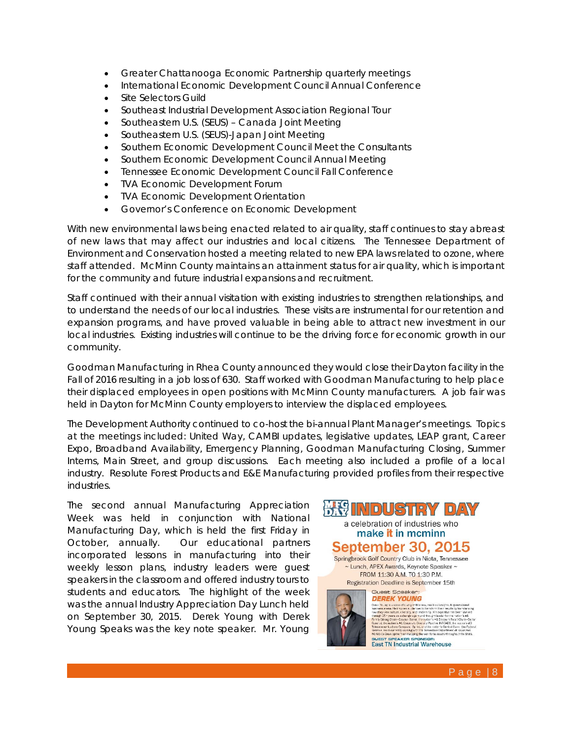- Greater Chattanooga Economic Partnership quarterly meetings
- International Economic Development Council Annual Conference
- Site Selectors Guild
- Southeast Industrial Development Association Regional Tour
- Southeastern U.S. (SEUS) – Canada Joint Meeting
- Southeastern U.S. (SEUS)-Japan Joint Meeting
- Southern Economic Development Council Meet the Consultants
- Southern Economic Development Council Annual Meeting
- Tennessee Economic Development Council Fall Conference
- TVA Economic Development Forum
- TVA Economic Development Orientation
- Governor's Conference on Economic Development

With new environmental laws being enacted related to air quality, staff continues to stay abreast of new laws that may affect our industries and local citizens. The Tennessee Department of Environment and Conservation hosted a meeting related to new EPA laws related to ozone, where staff attended. McMinn County maintains an attainment status for air quality, which is important for the community and future industrial expansions and recruitment.

Staff continued with their annual visitation with existing industries to strengthen relationships, and to understand the needs of our local industries. These visits are instrumental for our retention and expansion programs, and have proved valuable in being able to attract new investment in our local industries. Existing industries will continue to be the driving force for economic growth in our community.

Goodman Manufacturing in Rhea County announced they would close their Dayton facility in the Fall of 2016 resulting in a job loss of 630. Staff worked with Goodman Manufacturing to help place their displaced employees in open positions with McMinn County manufacturers. A job fair was held in Dayton for McMinn County employers to interview the displaced employees.

The Development Authority continued to co-host the bi-annual Plant Manager's meetings. Topics at the meetings included: United Way, CAMBI updates, legislative updates, LEAP grant, Career Expo, Broadband Availability, Emergency Planning, Goodman Manufacturing Closing, Summer Interns, Main Street, and group discussions. Each meeting also included a profile of a local industry. Resolute Forest Products and E&E Manufacturing provided profiles from their respective industries.

The second annual Manufacturing Appreciation Week was held in conjunction with National Manufacturing Day, which is held the first Friday in October, annually. Our educational partners incorporated lessons in manufacturing into their weekly lesson plans, industry leaders were guest speakers in the classroom and offered industry tours to students and educators. The highlight of the week was the annual Industry Appreciation Day Lunch held on September 30, 2015. Derek Young with Derek Young Speaks was the key note speaker. Mr. Young

**MFG DAY INDUSTRY DAY**

a celebration of industries who
**make it in mcminn**

**September 30, 2015**

Springbrook Golf Country Club in Niota, Tennessee
~ Lunch, APEX Awards, Keynote Speaker ~
FROM 11:30 A.M. TO 1:30 P.M.
Registration Deadline is September 15th

Guest Speaker:
**DEREK YOUNG**

GUEST SPEAKER SPONSOR:
East TN Industrial Warehouse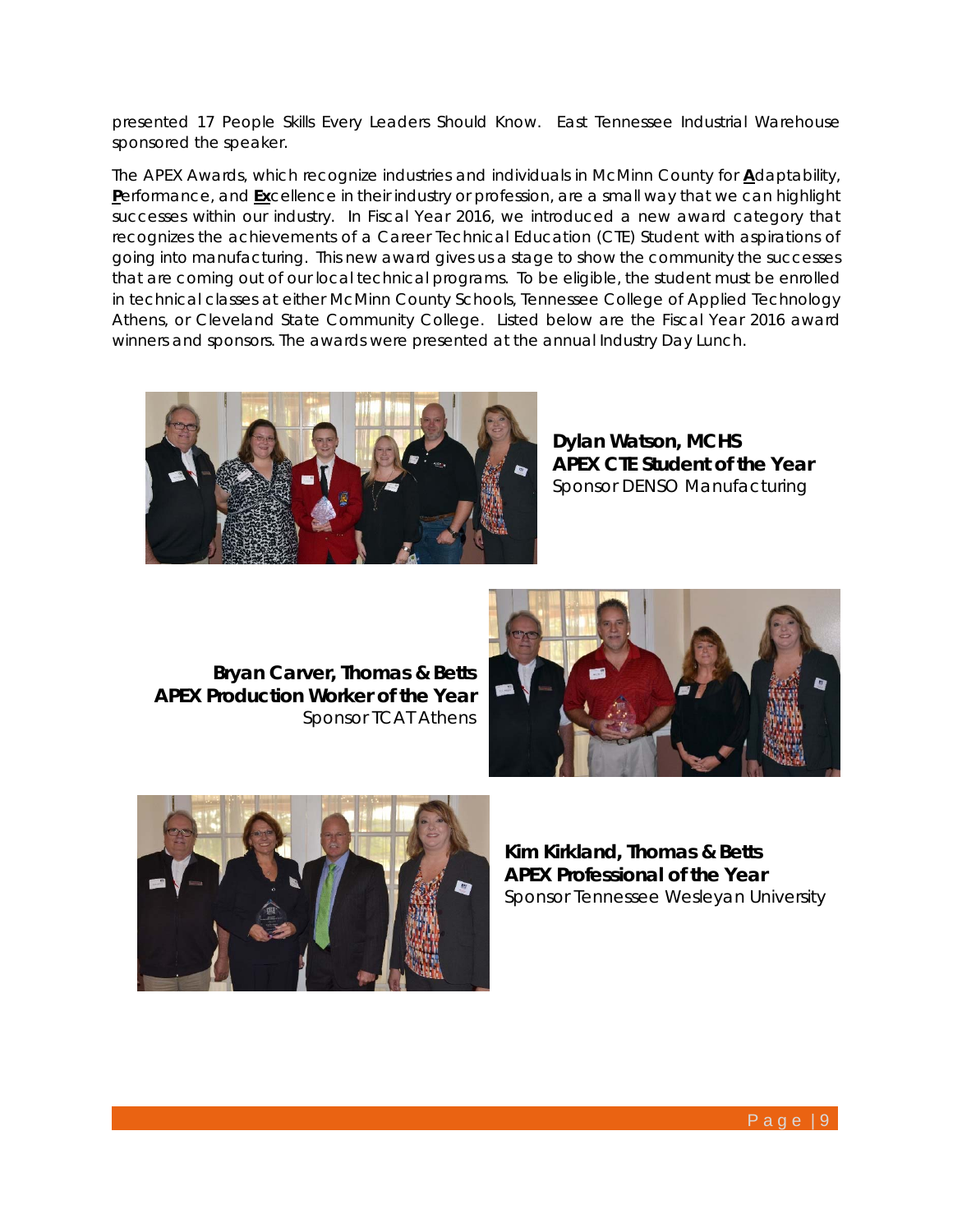presented 17 People Skills Every Leaders Should Know. East Tennessee Industrial Warehouse sponsored the speaker.

The APEX Awards, which recognize industries and individuals in McMinn County for **A**daptability, **P**erformance, and **Ex**cellence in their industry or profession, are a small way that we can highlight successes within our industry. In Fiscal Year 2016, we introduced a new award category that recognizes the achievements of a Career Technical Education (CTE) Student with aspirations of going into manufacturing. This new award gives us a stage to show the community the successes that are coming out of our local technical programs. To be eligible, the student must be enrolled in technical classes at either McMinn County Schools, Tennessee College of Applied Technology Athens, or Cleveland State Community College. Listed below are the Fiscal Year 2016 award winners and sponsors. The awards were presented at the annual Industry Day Lunch.

**Dylan Watson, MCHS**
**APEX CTE Student of the Year**
Sponsor DENSO Manufacturing

**Bryan Carver, Thomas & Betts**
**APEX Production Worker of the Year**
Sponsor TCAT Athens

**Kim Kirkland, Thomas & Betts**
**APEX Professional of the Year**
Sponsor Tennessee Wesleyan University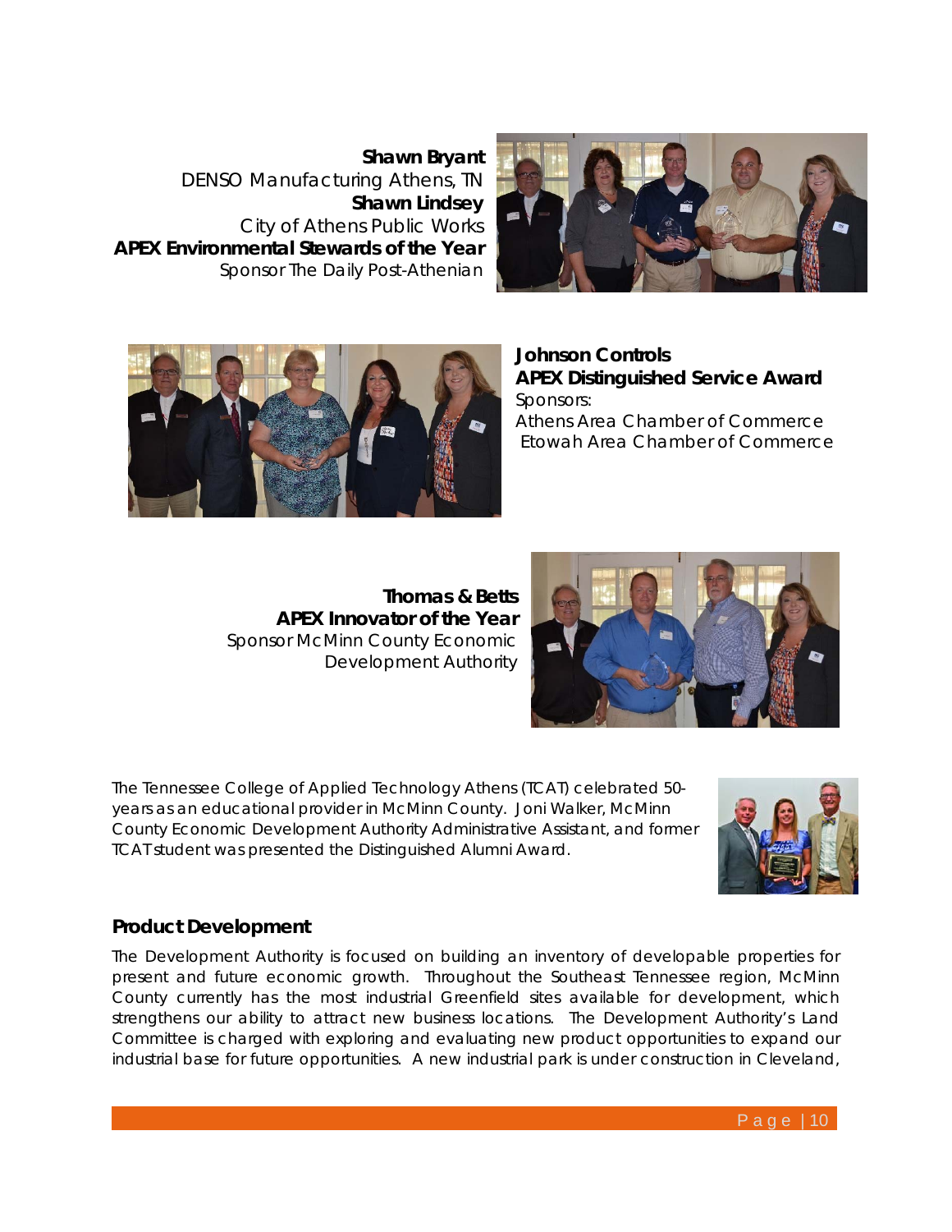**Shawn Bryant**
DENSO Manufacturing Athens, TN
**Shawn Lindsey**
City of Athens Public Works
**APEX Environmental Stewards of the Year**
Sponsor The Daily Post-Athenian

**Johnson Controls**
**APEX Distinguished Service Award**
Sponsors:
Athens Area Chamber of Commerce
Etowah Area Chamber of Commerce

**Thomas & Betts**
**APEX Innovator of the Year**
Sponsor McMinn County Economic Development Authority

The Tennessee College of Applied Technology Athens (TCAT) celebrated 50-years as an educational provider in McMinn County. Joni Walker, McMinn County Economic Development Authority Administrative Assistant, and former TCAT student was presented the Distinguished Alumni Award.

## Product Development

The Development Authority is focused on building an inventory of developable properties for present and future economic growth. Throughout the Southeast Tennessee region, McMinn County currently has the most industrial Greenfield sites available for development, which strengthens our ability to attract new business locations. The Development Authority's Land Committee is charged with exploring and evaluating new product opportunities to expand our industrial base for future opportunities. A new industrial park is under construction in Cleveland,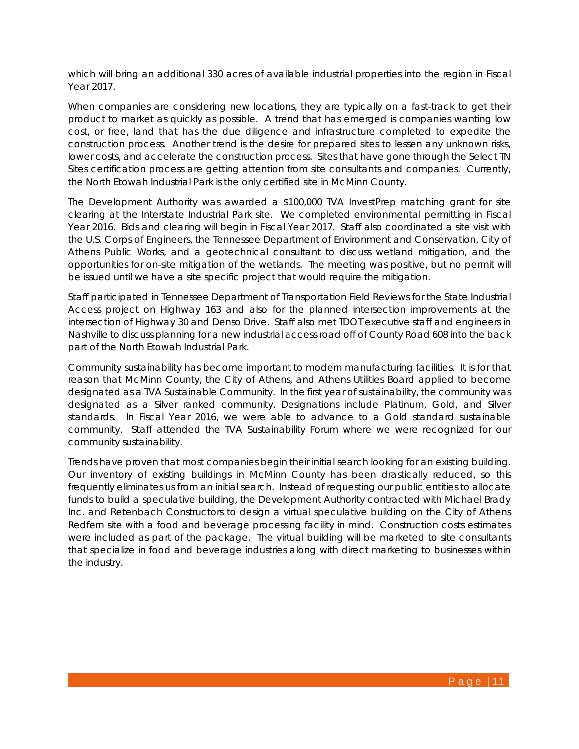which will bring an additional 330 acres of available industrial properties into the region in Fiscal Year 2017.

When companies are considering new locations, they are typically on a fast-track to get their product to market as quickly as possible. A trend that has emerged is companies wanting low cost, or free, land that has the due diligence and infrastructure completed to expedite the construction process. Another trend is the desire for prepared sites to lessen any unknown risks, lower costs, and accelerate the construction process. Sites that have gone through the Select TN Sites certification process are getting attention from site consultants and companies. Currently, the North Etowah Industrial Park is the only certified site in McMinn County.

The Development Authority was awarded a $100,000 TVA InvestPrep matching grant for site clearing at the Interstate Industrial Park site. We completed environmental permitting in Fiscal Year 2016. Bids and clearing will begin in Fiscal Year 2017. Staff also coordinated a site visit with the U.S. Corps of Engineers, the Tennessee Department of Environment and Conservation, City of Athens Public Works, and a geotechnical consultant to discuss wetland mitigation, and the opportunities for on-site mitigation of the wetlands. The meeting was positive, but no permit will be issued until we have a site specific project that would require the mitigation.

Staff participated in Tennessee Department of Transportation Field Reviews for the State Industrial Access project on Highway 163 and also for the planned intersection improvements at the intersection of Highway 30 and Denso Drive. Staff also met TDOT executive staff and engineers in Nashville to discuss planning for a new industrial access road off of County Road 608 into the back part of the North Etowah Industrial Park.

Community sustainability has become important to modern manufacturing facilities. It is for that reason that McMinn County, the City of Athens, and Athens Utilities Board applied to become designated as a TVA Sustainable Community. In the first year of sustainability, the community was designated as a Silver ranked community. Designations include Platinum, Gold, and Silver standards. In Fiscal Year 2016, we were able to advance to a Gold standard sustainable community. Staff attended the TVA Sustainability Forum where we were recognized for our community sustainability.

Trends have proven that most companies begin their initial search looking for an existing building. Our inventory of existing buildings in McMinn County has been drastically reduced, so this frequently eliminates us from an initial search. Instead of requesting our public entities to allocate funds to build a speculative building, the Development Authority contracted with Michael Brady Inc. and Retenbach Constructors to design a virtual speculative building on the City of Athens Redfern site with a food and beverage processing facility in mind. Construction costs estimates were included as part of the package. The virtual building will be marketed to site consultants that specialize in food and beverage industries along with direct marketing to businesses within the industry.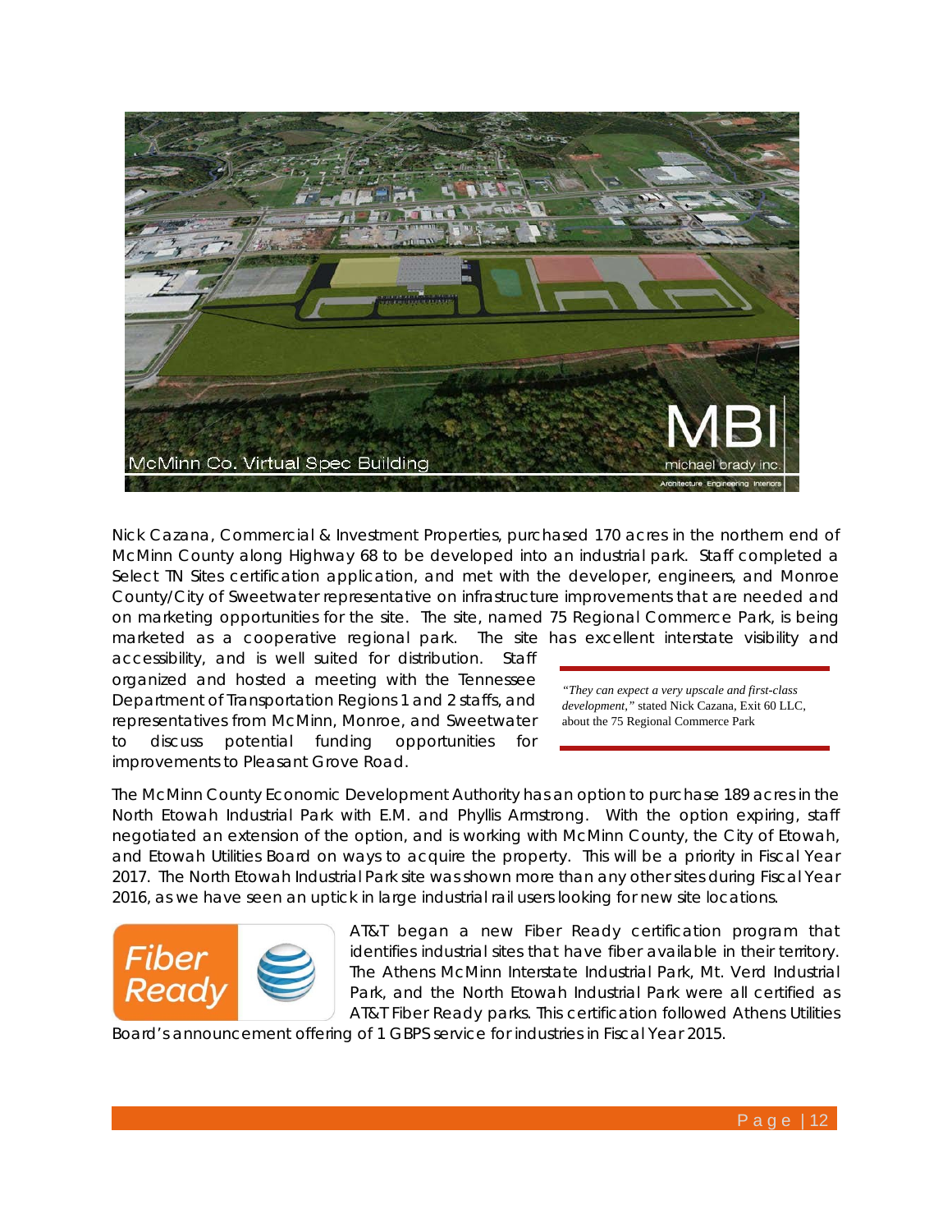Nick Cazana, Commercial & Investment Properties, purchased 170 acres in the northern end of McMinn County along Highway 68 to be developed into an industrial park. Staff completed a Select TN Sites certification application, and met with the developer, engineers, and Monroe County/City of Sweetwater representative on infrastructure improvements that are needed and on marketing opportunities for the site. The site, named 75 Regional Commerce Park, is being marketed as a cooperative regional park. The site has excellent interstate visibility and accessibility, and is well suited for distribution. Staff organized and hosted a meeting with the Tennessee Department of Transportation Regions 1 and 2 staffs, and representatives from McMinn, Monroe, and Sweetwater to discuss potential funding opportunities for improvements to Pleasant Grove Road.

> *"They can expect a very upscale and first-class development,"* stated Nick Cazana, Exit 60 LLC, about the 75 Regional Commerce Park

The McMinn County Economic Development Authority has an option to purchase 189 acres in the North Etowah Industrial Park with E.M. and Phyllis Armstrong. With the option expiring, staff negotiated an extension of the option, and is working with McMinn County, the City of Etowah, and Etowah Utilities Board on ways to acquire the property. This will be a priority in Fiscal Year 2017. The North Etowah Industrial Park site was shown more than any other sites during Fiscal Year 2016, as we have seen an uptick in large industrial rail users looking for new site locations.

AT&T began a new Fiber Ready certification program that identifies industrial sites that have fiber available in their territory. The Athens McMinn Interstate Industrial Park, Mt. Verd Industrial Park, and the North Etowah Industrial Park were all certified as AT&T Fiber Ready parks. This certification followed Athens Utilities Board's announcement offering of 1 GBPS service for industries in Fiscal Year 2015.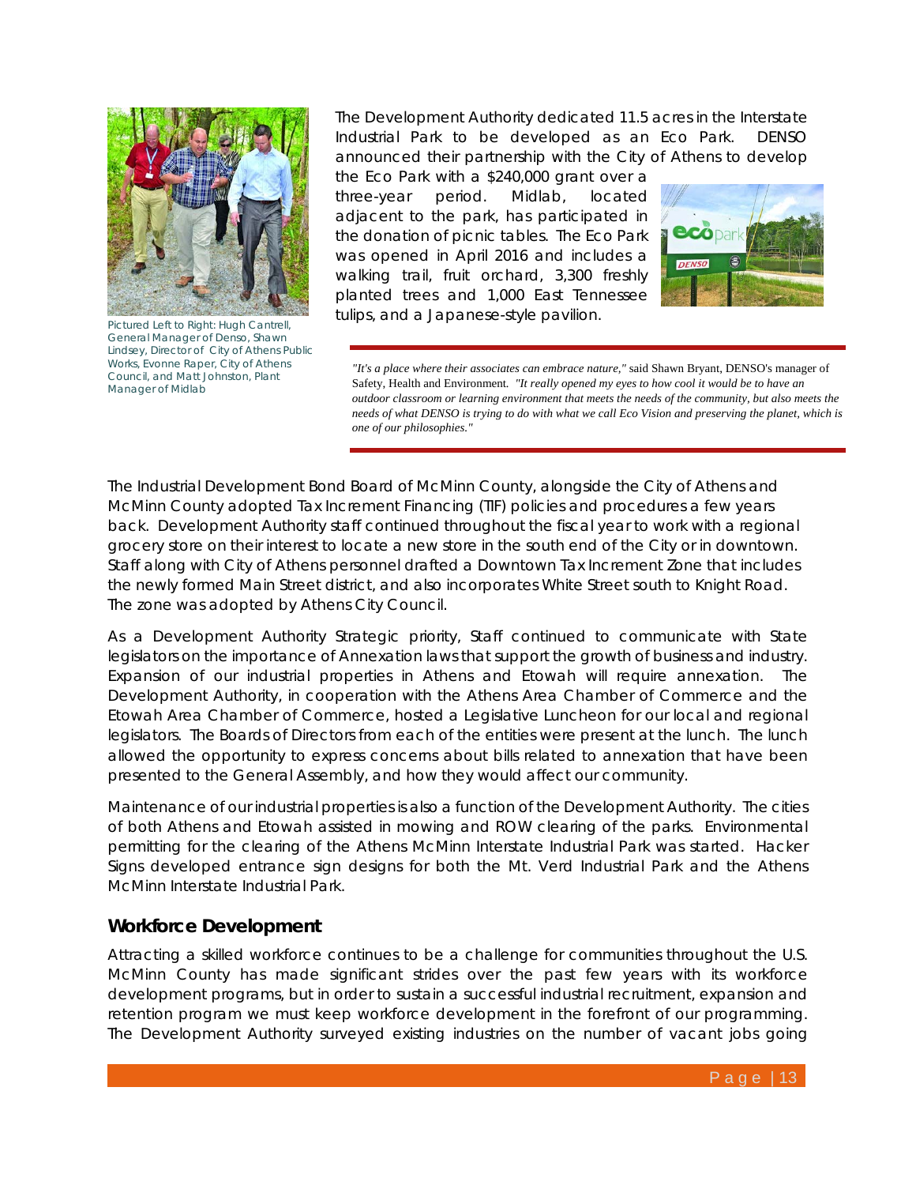Pictured Left to Right: Hugh Cantrell, General Manager of Denso, Shawn Lindsey, Director of City of Athens Public Works, Evonne Raper, City of Athens Council, and Matt Johnston, Plant Manager of Midlab

The Development Authority dedicated 11.5 acres in the Interstate Industrial Park to be developed as an Eco Park. DENSO announced their partnership with the City of Athens to develop the Eco Park with a $240,000 grant over a three-year period. Midlab, located adjacent to the park, has participated in the donation of picnic tables. The Eco Park was opened in April 2016 and includes a walking trail, fruit orchard, 3,300 freshly planted trees and 1,000 East Tennessee tulips, and a Japanese-style pavilion.

*"It's a place where their associates can embrace nature,"* said Shawn Bryant, DENSO's manager of Safety, Health and Environment. *"It really opened my eyes to how cool it would be to have an outdoor classroom or learning environment that meets the needs of the community, but also meets the needs of what DENSO is trying to do with what we call Eco Vision and preserving the planet, which is one of our philosophies."*

The Industrial Development Bond Board of McMinn County, alongside the City of Athens and McMinn County adopted Tax Increment Financing (TIF) policies and procedures a few years back. Development Authority staff continued throughout the fiscal year to work with a regional grocery store on their interest to locate a new store in the south end of the City or in downtown. Staff along with City of Athens personnel drafted a Downtown Tax Increment Zone that includes the newly formed Main Street district, and also incorporates White Street south to Knight Road. The zone was adopted by Athens City Council.

As a Development Authority Strategic priority, Staff continued to communicate with State legislators on the importance of Annexation laws that support the growth of business and industry. Expansion of our industrial properties in Athens and Etowah will require annexation. The Development Authority, in cooperation with the Athens Area Chamber of Commerce and the Etowah Area Chamber of Commerce, hosted a Legislative Luncheon for our local and regional legislators. The Boards of Directors from each of the entities were present at the lunch. The lunch allowed the opportunity to express concerns about bills related to annexation that have been presented to the General Assembly, and how they would affect our community.

Maintenance of our industrial properties is also a function of the Development Authority. The cities of both Athens and Etowah assisted in mowing and ROW clearing of the parks. Environmental permitting for the clearing of the Athens McMinn Interstate Industrial Park was started. Hacker Signs developed entrance sign designs for both the Mt. Verd Industrial Park and the Athens McMinn Interstate Industrial Park.

## Workforce Development

Attracting a skilled workforce continues to be a challenge for communities throughout the U.S. McMinn County has made significant strides over the past few years with its workforce development programs, but in order to sustain a successful industrial recruitment, expansion and retention program we must keep workforce development in the forefront of our programming. The Development Authority surveyed existing industries on the number of vacant jobs going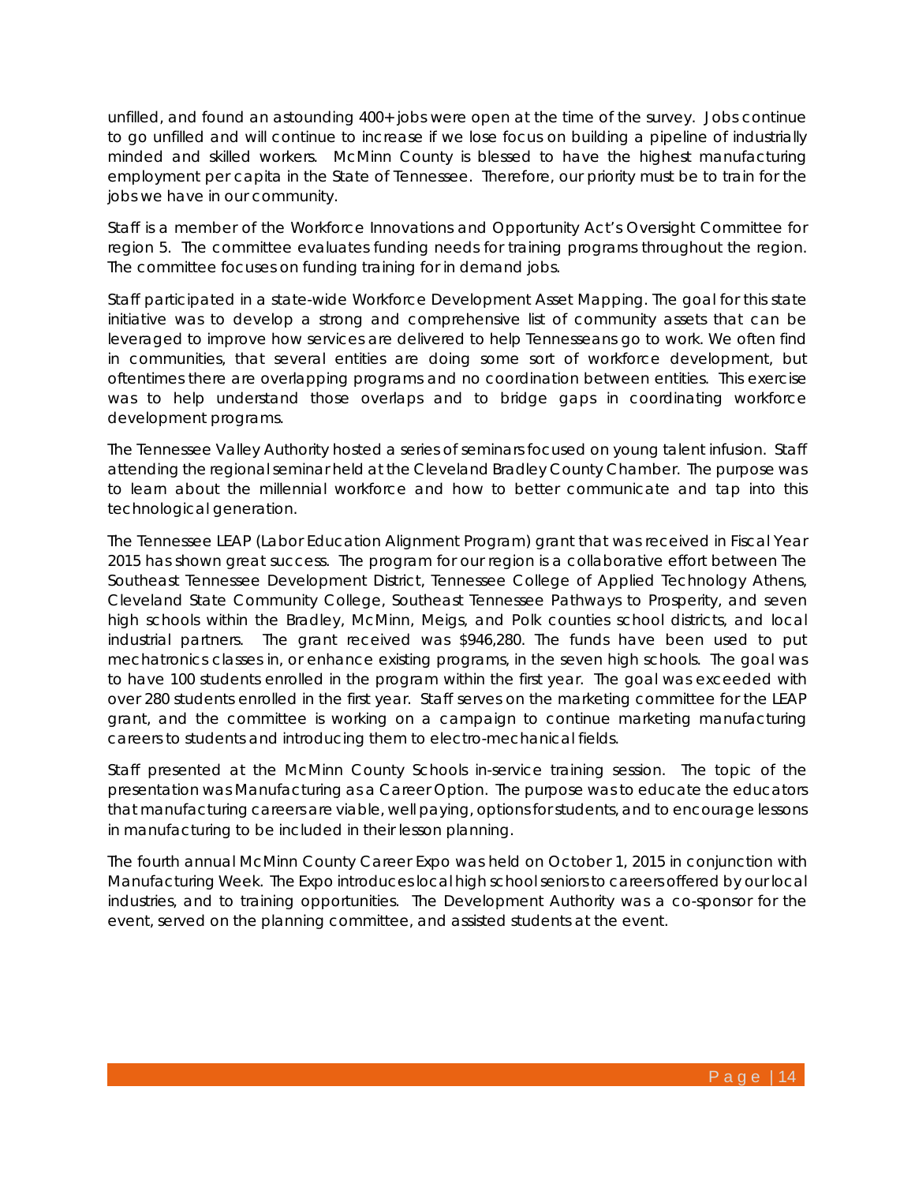unfilled, and found an astounding 400+ jobs were open at the time of the survey. Jobs continue to go unfilled and will continue to increase if we lose focus on building a pipeline of industrially minded and skilled workers. McMinn County is blessed to have the highest manufacturing employment per capita in the State of Tennessee. Therefore, our priority must be to train for the jobs we have in our community.

Staff is a member of the Workforce Innovations and Opportunity Act's Oversight Committee for region 5. The committee evaluates funding needs for training programs throughout the region. The committee focuses on funding training for in demand jobs.

Staff participated in a state-wide Workforce Development Asset Mapping. The goal for this state initiative was to develop a strong and comprehensive list of community assets that can be leveraged to improve how services are delivered to help Tennesseans go to work. We often find in communities, that several entities are doing some sort of workforce development, but oftentimes there are overlapping programs and no coordination between entities. This exercise was to help understand those overlaps and to bridge gaps in coordinating workforce development programs.

The Tennessee Valley Authority hosted a series of seminars focused on young talent infusion. Staff attending the regional seminar held at the Cleveland Bradley County Chamber. The purpose was to learn about the millennial workforce and how to better communicate and tap into this technological generation.

The Tennessee LEAP (Labor Education Alignment Program) grant that was received in Fiscal Year 2015 has shown great success. The program for our region is a collaborative effort between The Southeast Tennessee Development District, Tennessee College of Applied Technology Athens, Cleveland State Community College, Southeast Tennessee Pathways to Prosperity, and seven high schools within the Bradley, McMinn, Meigs, and Polk counties school districts, and local industrial partners. The grant received was $946,280. The funds have been used to put mechatronics classes in, or enhance existing programs, in the seven high schools. The goal was to have 100 students enrolled in the program within the first year. The goal was exceeded with over 280 students enrolled in the first year. Staff serves on the marketing committee for the LEAP grant, and the committee is working on a campaign to continue marketing manufacturing careers to students and introducing them to electro-mechanical fields.

Staff presented at the McMinn County Schools in-service training session. The topic of the presentation was Manufacturing as a Career Option. The purpose was to educate the educators that manufacturing careers are viable, well paying, options for students, and to encourage lessons in manufacturing to be included in their lesson planning.

The fourth annual McMinn County Career Expo was held on October 1, 2015 in conjunction with Manufacturing Week. The Expo introduces local high school seniors to careers offered by our local industries, and to training opportunities. The Development Authority was a co-sponsor for the event, served on the planning committee, and assisted students at the event.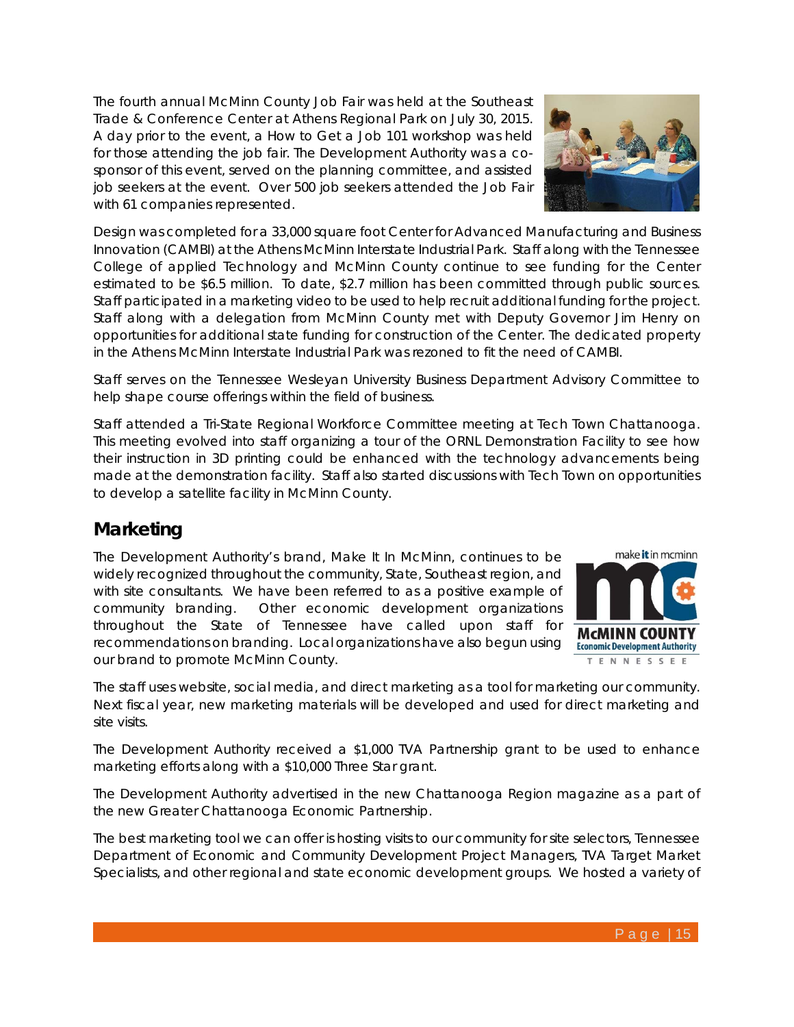The fourth annual McMinn County Job Fair was held at the Southeast Trade & Conference Center at Athens Regional Park on July 30, 2015. A day prior to the event, a How to Get a Job 101 workshop was held for those attending the job fair. The Development Authority was a co-sponsor of this event, served on the planning committee, and assisted job seekers at the event. Over 500 job seekers attended the Job Fair with 61 companies represented.

Design was completed for a 33,000 square foot Center for Advanced Manufacturing and Business Innovation (CAMBI) at the Athens McMinn Interstate Industrial Park. Staff along with the Tennessee College of applied Technology and McMinn County continue to see funding for the Center estimated to be $6.5 million. To date, $2.7 million has been committed through public sources. Staff participated in a marketing video to be used to help recruit additional funding for the project. Staff along with a delegation from McMinn County met with Deputy Governor Jim Henry on opportunities for additional state funding for construction of the Center. The dedicated property in the Athens McMinn Interstate Industrial Park was rezoned to fit the need of CAMBI.

Staff serves on the Tennessee Wesleyan University Business Department Advisory Committee to help shape course offerings within the field of business.

Staff attended a Tri-State Regional Workforce Committee meeting at Tech Town Chattanooga. This meeting evolved into staff organizing a tour of the ORNL Demonstration Facility to see how their instruction in 3D printing could be enhanced with the technology advancements being made at the demonstration facility. Staff also started discussions with Tech Town on opportunities to develop a satellite facility in McMinn County.

## Marketing

The Development Authority's brand, Make It In McMinn, continues to be widely recognized throughout the community, State, Southeast region, and with site consultants. We have been referred to as a positive example of community branding. Other economic development organizations throughout the State of Tennessee have called upon staff for recommendations on branding. Local organizations have also begun using our brand to promote McMinn County.

The staff uses website, social media, and direct marketing as a tool for marketing our community. Next fiscal year, new marketing materials will be developed and used for direct marketing and site visits.

The Development Authority received a $1,000 TVA Partnership grant to be used to enhance marketing efforts along with a $10,000 Three Star grant.

The Development Authority advertised in the new Chattanooga Region magazine as a part of the new Greater Chattanooga Economic Partnership.

The best marketing tool we can offer is hosting visits to our community for site selectors, Tennessee Department of Economic and Community Development Project Managers, TVA Target Market Specialists, and other regional and state economic development groups. We hosted a variety of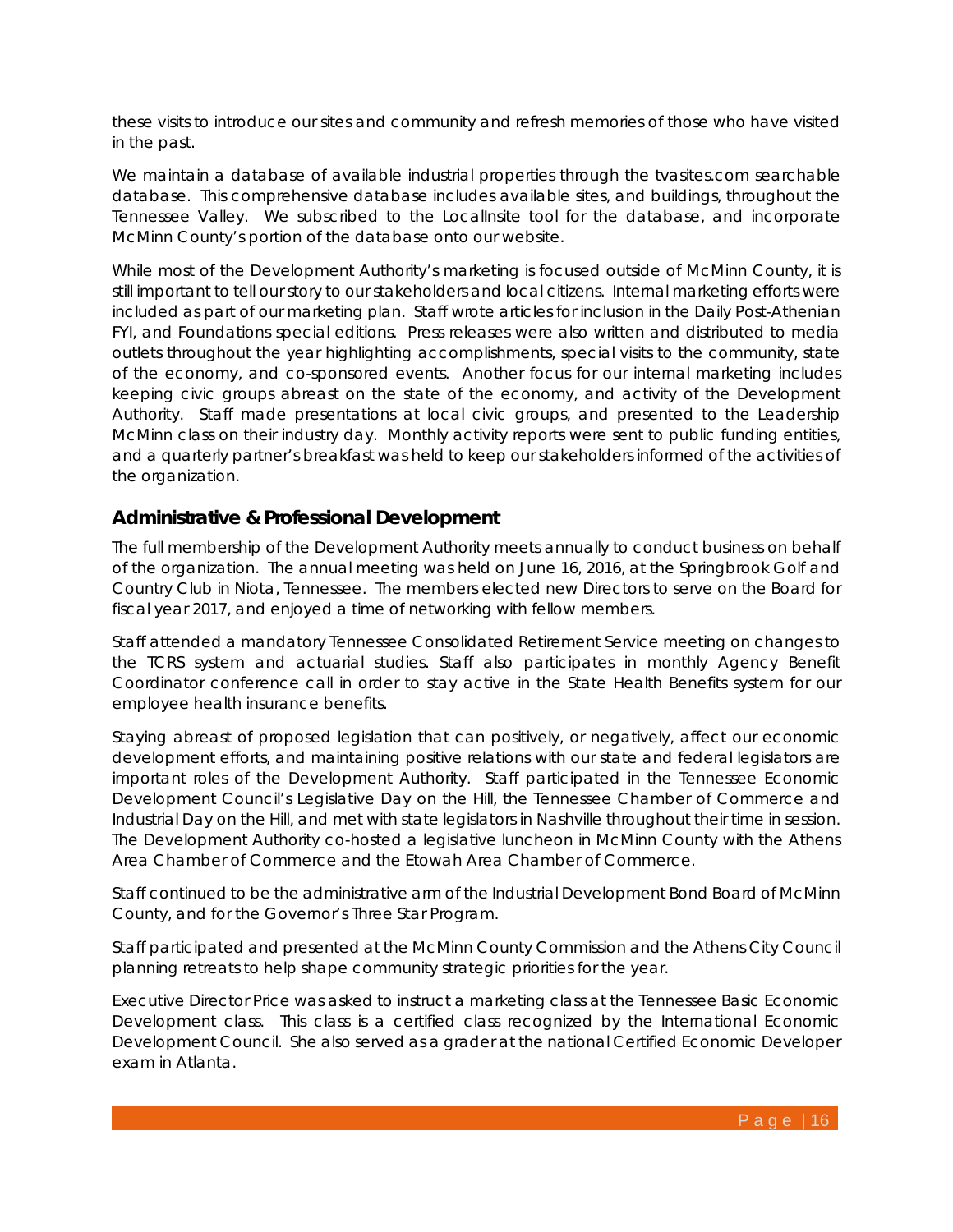these visits to introduce our sites and community and refresh memories of those who have visited in the past.

We maintain a database of available industrial properties through the tvasites.com searchable database. This comprehensive database includes available sites, and buildings, throughout the Tennessee Valley. We subscribed to the LocalInsite tool for the database, and incorporate McMinn County's portion of the database onto our website.

While most of the Development Authority's marketing is focused outside of McMinn County, it is still important to tell our story to our stakeholders and local citizens. Internal marketing efforts were included as part of our marketing plan. Staff wrote articles for inclusion in the Daily Post-Athenian FYI, and Foundations special editions. Press releases were also written and distributed to media outlets throughout the year highlighting accomplishments, special visits to the community, state of the economy, and co-sponsored events. Another focus for our internal marketing includes keeping civic groups abreast on the state of the economy, and activity of the Development Authority. Staff made presentations at local civic groups, and presented to the Leadership McMinn class on their industry day. Monthly activity reports were sent to public funding entities, and a quarterly partner's breakfast was held to keep our stakeholders informed of the activities of the organization.

## Administrative & Professional Development

The full membership of the Development Authority meets annually to conduct business on behalf of the organization. The annual meeting was held on June 16, 2016, at the Springbrook Golf and Country Club in Niota, Tennessee. The members elected new Directors to serve on the Board for fiscal year 2017, and enjoyed a time of networking with fellow members.

Staff attended a mandatory Tennessee Consolidated Retirement Service meeting on changes to the TCRS system and actuarial studies. Staff also participates in monthly Agency Benefit Coordinator conference call in order to stay active in the State Health Benefits system for our employee health insurance benefits.

Staying abreast of proposed legislation that can positively, or negatively, affect our economic development efforts, and maintaining positive relations with our state and federal legislators are important roles of the Development Authority. Staff participated in the Tennessee Economic Development Council's Legislative Day on the Hill, the Tennessee Chamber of Commerce and Industrial Day on the Hill, and met with state legislators in Nashville throughout their time in session. The Development Authority co-hosted a legislative luncheon in McMinn County with the Athens Area Chamber of Commerce and the Etowah Area Chamber of Commerce.

Staff continued to be the administrative arm of the Industrial Development Bond Board of McMinn County, and for the Governor's Three Star Program.

Staff participated and presented at the McMinn County Commission and the Athens City Council planning retreats to help shape community strategic priorities for the year.

Executive Director Price was asked to instruct a marketing class at the Tennessee Basic Economic Development class. This class is a certified class recognized by the International Economic Development Council. She also served as a grader at the national Certified Economic Developer exam in Atlanta.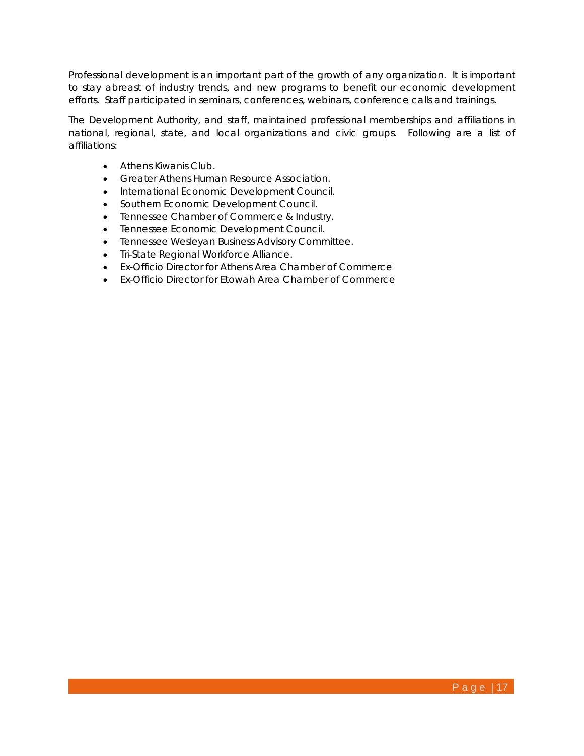Professional development is an important part of the growth of any organization. It is important to stay abreast of industry trends, and new programs to benefit our economic development efforts. Staff participated in seminars, conferences, webinars, conference calls and trainings.

The Development Authority, and staff, maintained professional memberships and affiliations in national, regional, state, and local organizations and civic groups. Following are a list of affiliations:

- Athens Kiwanis Club.
- Greater Athens Human Resource Association.
- International Economic Development Council.
- Southern Economic Development Council.
- Tennessee Chamber of Commerce & Industry.
- Tennessee Economic Development Council.
- Tennessee Wesleyan Business Advisory Committee.
- Tri-State Regional Workforce Alliance.
- Ex-Officio Director for Athens Area Chamber of Commerce
- Ex-Officio Director for Etowah Area Chamber of Commerce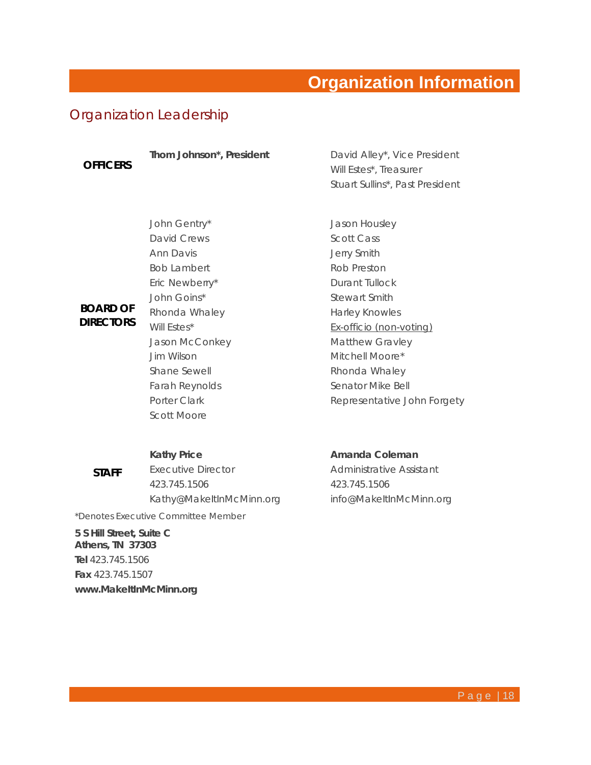# Organization Information

## Organization Leadership

**OFFICERS**

**Thom Johnson*, President**

David Alley*, Vice President
Will Estes*, Treasurer
Stuart Sullins*, Past President

**BOARD OF DIRECTORS**

John Gentry*
David Crews
Ann Davis
Bob Lambert
Eric Newberry*
John Goins*
Rhonda Whaley
Will Estes*
Jason McConkey
Jim Wilson
Shane Sewell
Farah Reynolds
Porter Clark
Scott Moore

Jason Housley
Scott Cass
Jerry Smith
Rob Preston
Durant Tullock
Stewart Smith
Harley Knowles

Ex-officio (non-voting)
Matthew Gravley
Mitchell Moore*
Rhonda Whaley
Senator Mike Bell
Representative John Forgety

**STAFF**

**Kathy Price**
Executive Director
423.745.1506
Kathy@MakeItInMcMinn.org

**Amanda Coleman**
Administrative Assistant
423.745.1506
info@MakeItInMcMinn.org

*Denotes Executive Committee Member

**5 S Hill Street, Suite C**
**Athens, TN 37303**
**Tel** 423.745.1506
**Fax** 423.745.1507
**www.MakeItInMcMinn.org**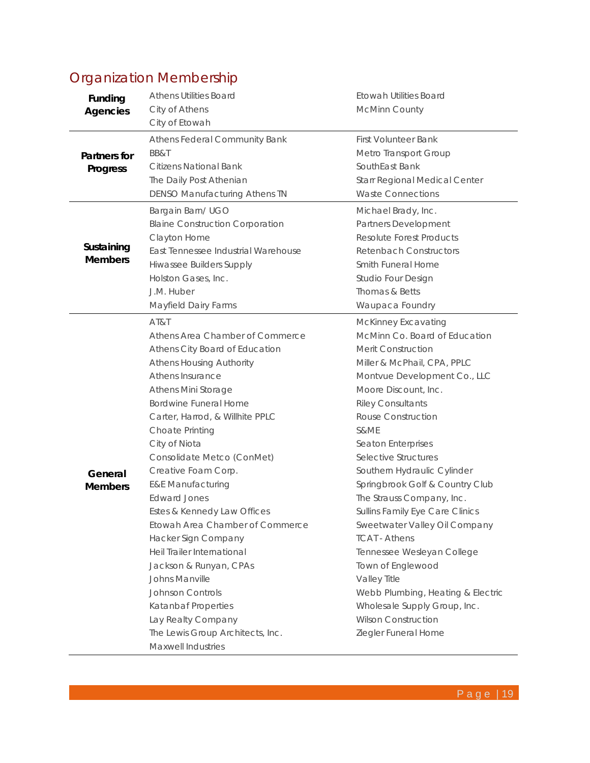## Organization Membership

| | | |
|---|---|---|
| **Funding Agencies** | Athens Utilities Board<br>City of Athens<br>City of Etowah | Etowah Utilities Board<br>McMinn County |
| **Partners for Progress** | Athens Federal Community Bank<br>BB&T<br>Citizens National Bank<br>The Daily Post Athenian<br>DENSO Manufacturing Athens TN | First Volunteer Bank<br>Metro Transport Group<br>SouthEast Bank<br>Starr Regional Medical Center<br>Waste Connections |
| **Sustaining Members** | Bargain Barn/ UGO<br>Blaine Construction Corporation<br>Clayton Home<br>East Tennessee Industrial Warehouse<br>Hiwassee Builders Supply<br>Holston Gases, Inc.<br>J.M. Huber<br>Mayfield Dairy Farms | Michael Brady, Inc.<br>Partners Development<br>Resolute Forest Products<br>Retenbach Constructors<br>Smith Funeral Home<br>Studio Four Design<br>Thomas & Betts<br>Waupaca Foundry |
| **General Members** | AT&T<br>Athens Area Chamber of Commerce<br>Athens City Board of Education<br>Athens Housing Authority<br>Athens Insurance<br>Athens Mini Storage<br>Bordwine Funeral Home<br>Carter, Harrod, & Willhite PPLC<br>Choate Printing<br>City of Niota<br>Consolidate Metco (ConMet)<br>Creative Foam Corp.<br>E&E Manufacturing<br>Edward Jones<br>Estes & Kennedy Law Offices<br>Etowah Area Chamber of Commerce<br>Hacker Sign Company<br>Heil Trailer International<br>Jackson & Runyan, CPAs<br>Johns Manville<br>Johnson Controls<br>Katanbaf Properties<br>Lay Realty Company<br>The Lewis Group Architects, Inc.<br>Maxwell Industries | McKinney Excavating<br>McMinn Co. Board of Education<br>Merit Construction<br>Miller & McPhail, CPA, PPLC<br>Montvue Development Co., LLC<br>Moore Discount, Inc.<br>Riley Consultants<br>Rouse Construction<br>S&ME<br>Seaton Enterprises<br>Selective Structures<br>Southern Hydraulic Cylinder<br>Springbrook Golf & Country Club<br>The Strauss Company, Inc.<br>Sullins Family Eye Care Clinics<br>Sweetwater Valley Oil Company<br>TCAT- Athens<br>Tennessee Wesleyan College<br>Town of Englewood<br>Valley Title<br>Webb Plumbing, Heating & Electric<br>Wholesale Supply Group, Inc.<br>Wilson Construction<br>Ziegler Funeral Home |